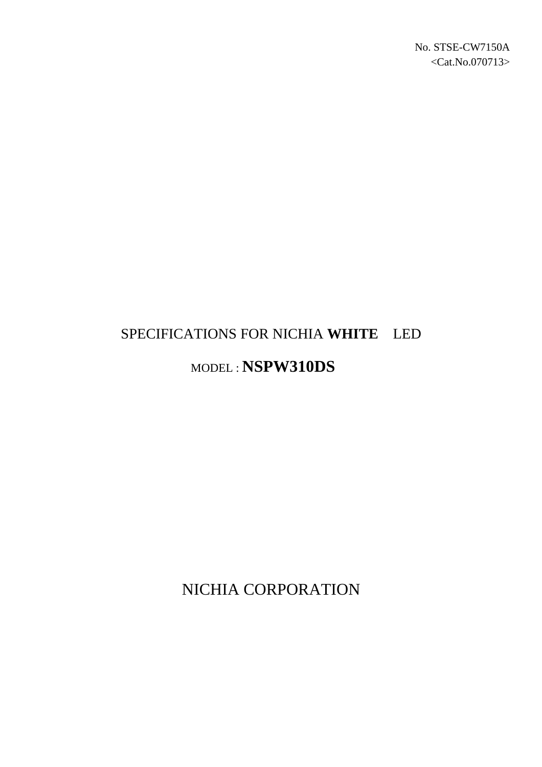No. STSE-CW7150A
<Cat.No.070713>

# SPECIFICATIONS FOR NICHIA **WHITE** LED

MODEL : **NSPW310DS**

NICHIA CORPORATION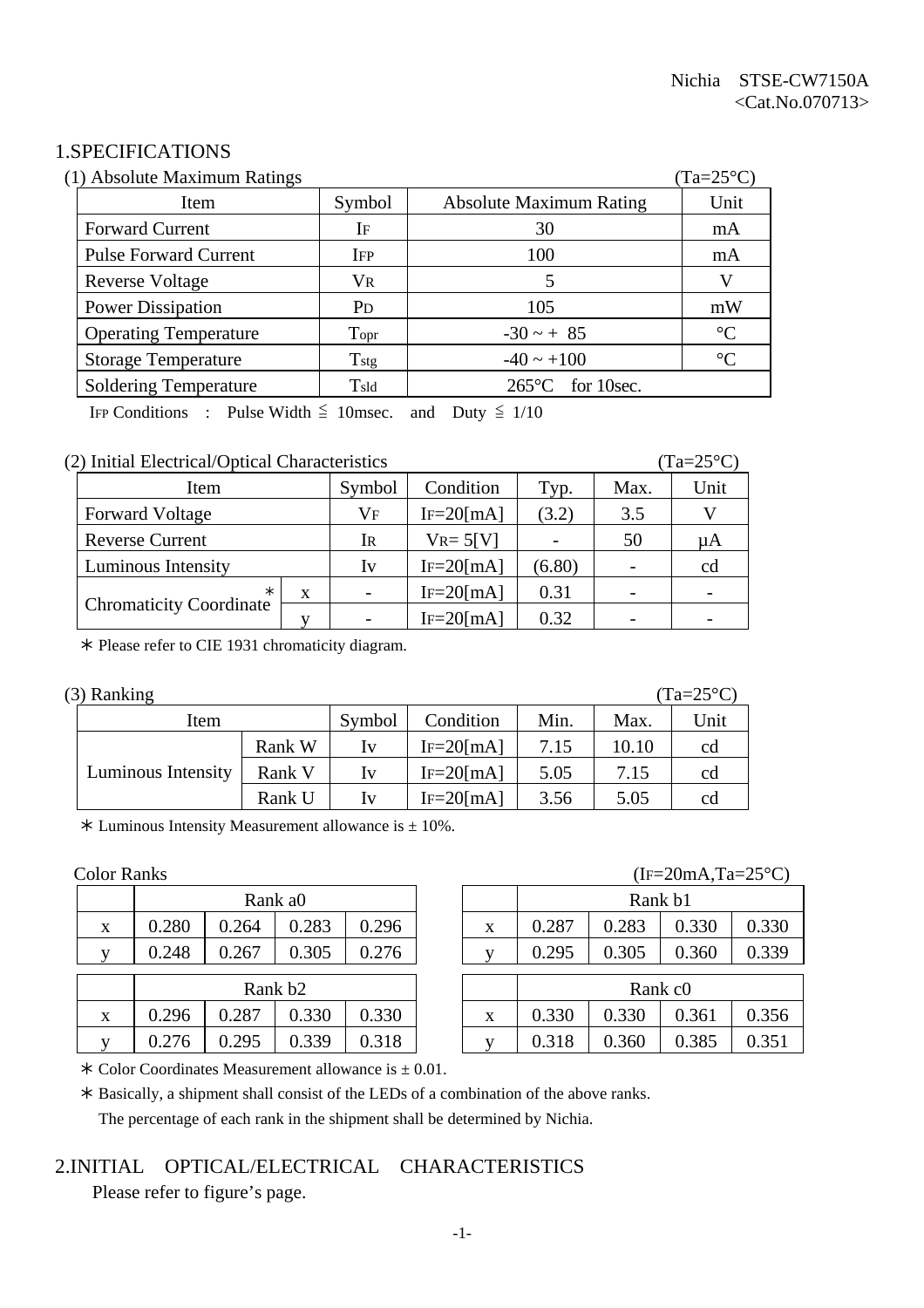Nichia STSE-CW7150A
<Cat.No.070713>

# 1.SPECIFICATIONS

(1) Absolute Maximum Ratings (Ta=25°C)

| Item | Symbol | Absolute Maximum Rating | Unit |
|---|---|---|---|
| Forward Current | $I_F$ | 30 | mA |
| Pulse Forward Current | $I_{FP}$ | 100 | mA |
| Reverse Voltage | $V_R$ | 5 | V |
| Power Dissipation | $P_D$ | 105 | mW |
| Operating Temperature | $T_{opr}$ | -30 ~ + 85 | °C |
| Storage Temperature | $T_{stg}$ | -40 ~ +100 | °C |
| Soldering Temperature | $T_{sld}$ | 265°C for 10sec. | |

$I_{FP}$ Conditions : Pulse Width ≦ 10msec. and Duty ≦ 1/10

(2) Initial Electrical/Optical Characteristics (Ta=25°C)

| Item | | Symbol | Condition | Typ. | Max. | Unit |
|---|---|---|---|---|---|---|
| Forward Voltage | | $V_F$ | $I_F$=20[mA] | (3.2) | 3.5 | V |
| Reverse Current | | $I_R$ | $V_R$= 5[V] | - | 50 | µA |
| Luminous Intensity | | Iv | $I_F$=20[mA] | (6.80) | - | cd |
| Chromaticity Coordinate ＊ | x | - | $I_F$=20[mA] | 0.31 | - | - |
| | y | - | $I_F$=20[mA] | 0.32 | - | - |

＊ Please refer to CIE 1931 chromaticity diagram.

(3) Ranking (Ta=25°C)

| Item | | Symbol | Condition | Min. | Max. | Unit |
|---|---|---|---|---|---|---|
| Luminous Intensity | Rank W | Iv | $I_F$=20[mA] | 7.15 | 10.10 | cd |
| | Rank V | Iv | $I_F$=20[mA] | 5.05 | 7.15 | cd |
| | Rank U | Iv | $I_F$=20[mA] | 3.56 | 5.05 | cd |

＊ Luminous Intensity Measurement allowance is ± 10%.

Color Ranks ($I_F$=20mA,Ta=25°C)

| | Rank a0 | | | |
|---|---|---|---|---|
| x | 0.280 | 0.264 | 0.283 | 0.296 |
| y | 0.248 | 0.267 | 0.305 | 0.276 |

| | Rank b1 | | | |
|---|---|---|---|---|
| x | 0.287 | 0.283 | 0.330 | 0.330 |
| y | 0.295 | 0.305 | 0.360 | 0.339 |

| | Rank b2 | | | |
|---|---|---|---|---|
| x | 0.296 | 0.287 | 0.330 | 0.330 |
| y | 0.276 | 0.295 | 0.339 | 0.318 |

| | Rank c0 | | | |
|---|---|---|---|---|
| x | 0.330 | 0.330 | 0.361 | 0.356 |
| y | 0.318 | 0.360 | 0.385 | 0.351 |

＊ Color Coordinates Measurement allowance is ± 0.01.

＊ Basically, a shipment shall consist of the LEDs of a combination of the above ranks.
The percentage of each rank in the shipment shall be determined by Nichia.

# 2.INITIAL OPTICAL/ELECTRICAL CHARACTERISTICS

Please refer to figure's page.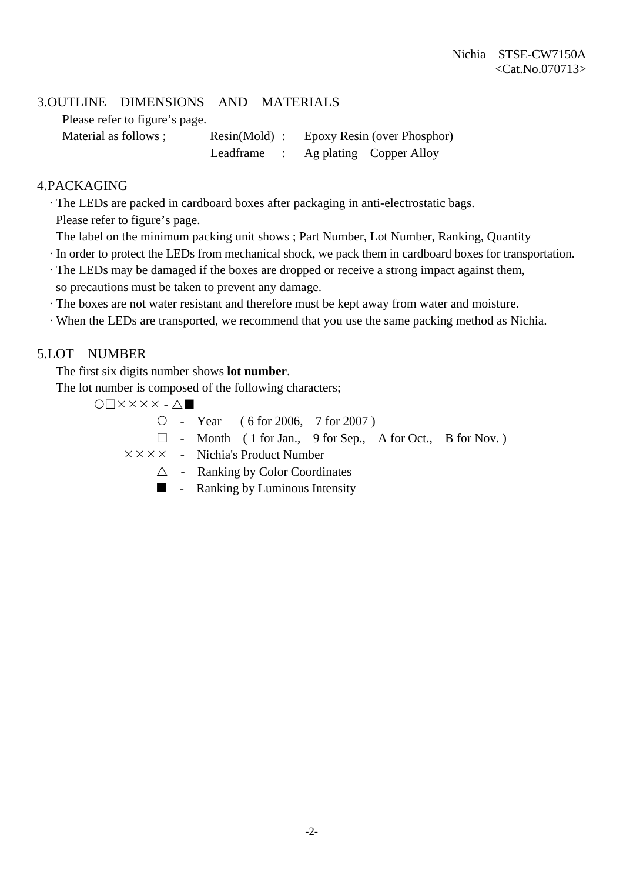## 3.OUTLINE DIMENSIONS AND MATERIALS

Please refer to figure's page.

Material as follows ;

| | | |
|---|---|---|
| Resin(Mold) | : | Epoxy Resin (over Phosphor) |
| Leadframe | : | Ag plating Copper Alloy |

## 4.PACKAGING

- The LEDs are packed in cardboard boxes after packaging in anti-electrostatic bags.
  Please refer to figure's page.
  The label on the minimum packing unit shows ; Part Number, Lot Number, Ranking, Quantity
- In order to protect the LEDs from mechanical shock, we pack them in cardboard boxes for transportation.
- The LEDs may be damaged if the boxes are dropped or receive a strong impact against them, so precautions must be taken to prevent any damage.
- The boxes are not water resistant and therefore must be kept away from water and moisture.
- When the LEDs are transported, we recommend that you use the same packing method as Nichia.

## 5.LOT NUMBER

The first six digits number shows **lot number**.

The lot number is composed of the following characters;

○□×××× - △■

○ - Year ( 6 for 2006, 7 for 2007 )

□ - Month ( 1 for Jan., 9 for Sep., A for Oct., B for Nov. )

×××× - Nichia's Product Number

△ - Ranking by Color Coordinates

■ - Ranking by Luminous Intensity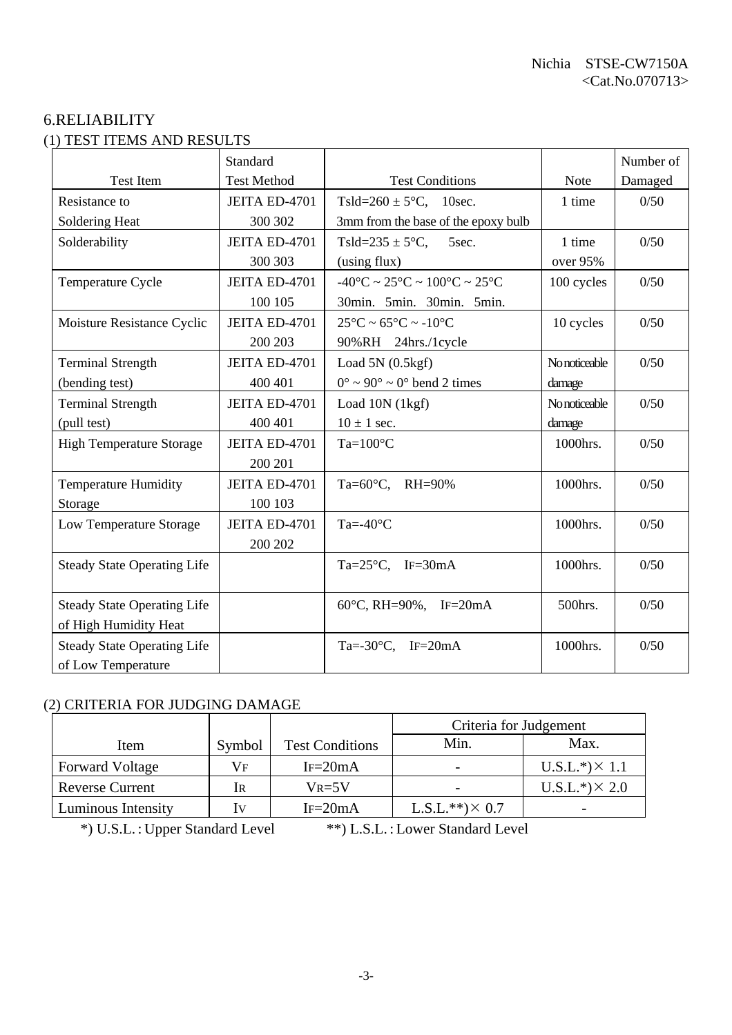## 6.RELIABILITY

### (1) TEST ITEMS AND RESULTS

| Test Item | Standard Test Method | Test Conditions | Note | Number of Damaged |
|---|---|---|---|---|
| Resistance to Soldering Heat | JEITA ED-4701 300 302 | Tsld=260 ± 5°C, 10sec. 3mm from the base of the epoxy bulb | 1 time | 0/50 |
| Solderability | JEITA ED-4701 300 303 | Tsld=235 ± 5°C, 5sec. (using flux) | 1 time over 95% | 0/50 |
| Temperature Cycle | JEITA ED-4701 100 105 | -40°C ~ 25°C ~ 100°C ~ 25°C 30min. 5min. 30min. 5min. | 100 cycles | 0/50 |
| Moisture Resistance Cyclic | JEITA ED-4701 200 203 | 25°C ~ 65°C ~ -10°C 90%RH 24hrs./1cycle | 10 cycles | 0/50 |
| Terminal Strength (bending test) | JEITA ED-4701 400 401 | Load 5N (0.5kgf) 0° ~ 90° ~ 0° bend 2 times | No noticeable damage | 0/50 |
| Terminal Strength (pull test) | JEITA ED-4701 400 401 | Load 10N (1kgf) 10 ± 1 sec. | No noticeable damage | 0/50 |
| High Temperature Storage | JEITA ED-4701 200 201 | Ta=100°C | 1000hrs. | 0/50 |
| Temperature Humidity Storage | JEITA ED-4701 100 103 | Ta=60°C, RH=90% | 1000hrs. | 0/50 |
| Low Temperature Storage | JEITA ED-4701 200 202 | Ta=-40°C | 1000hrs. | 0/50 |
| Steady State Operating Life | | Ta=25°C, $I_F$=30mA | 1000hrs. | 0/50 |
| Steady State Operating Life of High Humidity Heat | | 60°C, RH=90%, $I_F$=20mA | 500hrs. | 0/50 |
| Steady State Operating Life of Low Temperature | | Ta=-30°C, $I_F$=20mA | 1000hrs. | 0/50 |

### (2) CRITERIA FOR JUDGING DAMAGE

| Item | Symbol | Test Conditions | Criteria for Judgement | |
|---|---|---|---|---|
| | | | Min. | Max. |
| Forward Voltage | $V_F$ | $I_F$=20mA | - | U.S.L.*)× 1.1 |
| Reverse Current | $I_R$ | $V_R$=5V | - | U.S.L.*)× 2.0 |
| Luminous Intensity | $I_V$ | $I_F$=20mA | L.S.L.**)× 0.7 | - |

*) U.S.L. : Upper Standard Level  **) L.S.L. : Lower Standard Level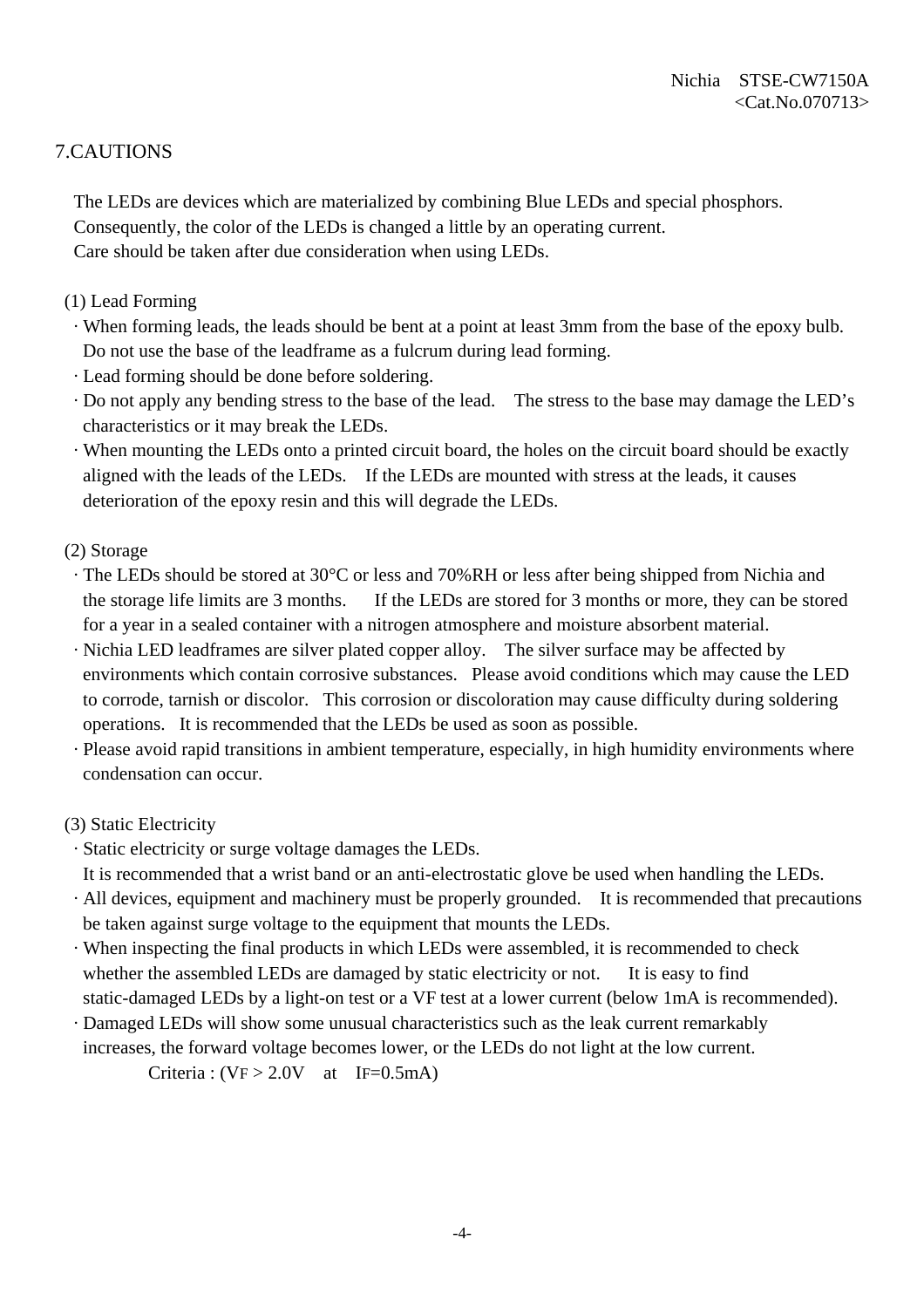## 7.CAUTIONS

The LEDs are devices which are materialized by combining Blue LEDs and special phosphors.
Consequently, the color of the LEDs is changed a little by an operating current.
Care should be taken after due consideration when using LEDs.

### (1) Lead Forming

- When forming leads, the leads should be bent at a point at least 3mm from the base of the epoxy bulb. Do not use the base of the leadframe as a fulcrum during lead forming.
- Lead forming should be done before soldering.
- Do not apply any bending stress to the base of the lead. The stress to the base may damage the LED's characteristics or it may break the LEDs.
- When mounting the LEDs onto a printed circuit board, the holes on the circuit board should be exactly aligned with the leads of the LEDs. If the LEDs are mounted with stress at the leads, it causes deterioration of the epoxy resin and this will degrade the LEDs.

### (2) Storage

- The LEDs should be stored at 30°C or less and 70%RH or less after being shipped from Nichia and the storage life limits are 3 months. If the LEDs are stored for 3 months or more, they can be stored for a year in a sealed container with a nitrogen atmosphere and moisture absorbent material.
- Nichia LED leadframes are silver plated copper alloy. The silver surface may be affected by environments which contain corrosive substances. Please avoid conditions which may cause the LED to corrode, tarnish or discolor. This corrosion or discoloration may cause difficulty during soldering operations. It is recommended that the LEDs be used as soon as possible.
- Please avoid rapid transitions in ambient temperature, especially, in high humidity environments where condensation can occur.

### (3) Static Electricity

- Static electricity or surge voltage damages the LEDs.
  It is recommended that a wrist band or an anti-electrostatic glove be used when handling the LEDs.
- All devices, equipment and machinery must be properly grounded. It is recommended that precautions be taken against surge voltage to the equipment that mounts the LEDs.
- When inspecting the final products in which LEDs were assembled, it is recommended to check whether the assembled LEDs are damaged by static electricity or not. It is easy to find static-damaged LEDs by a light-on test or a VF test at a lower current (below 1mA is recommended).
- Damaged LEDs will show some unusual characteristics such as the leak current remarkably increases, the forward voltage becomes lower, or the LEDs do not light at the low current.

  Criteria : ($V_F > 2.0V$ at $I_F$=0.5mA)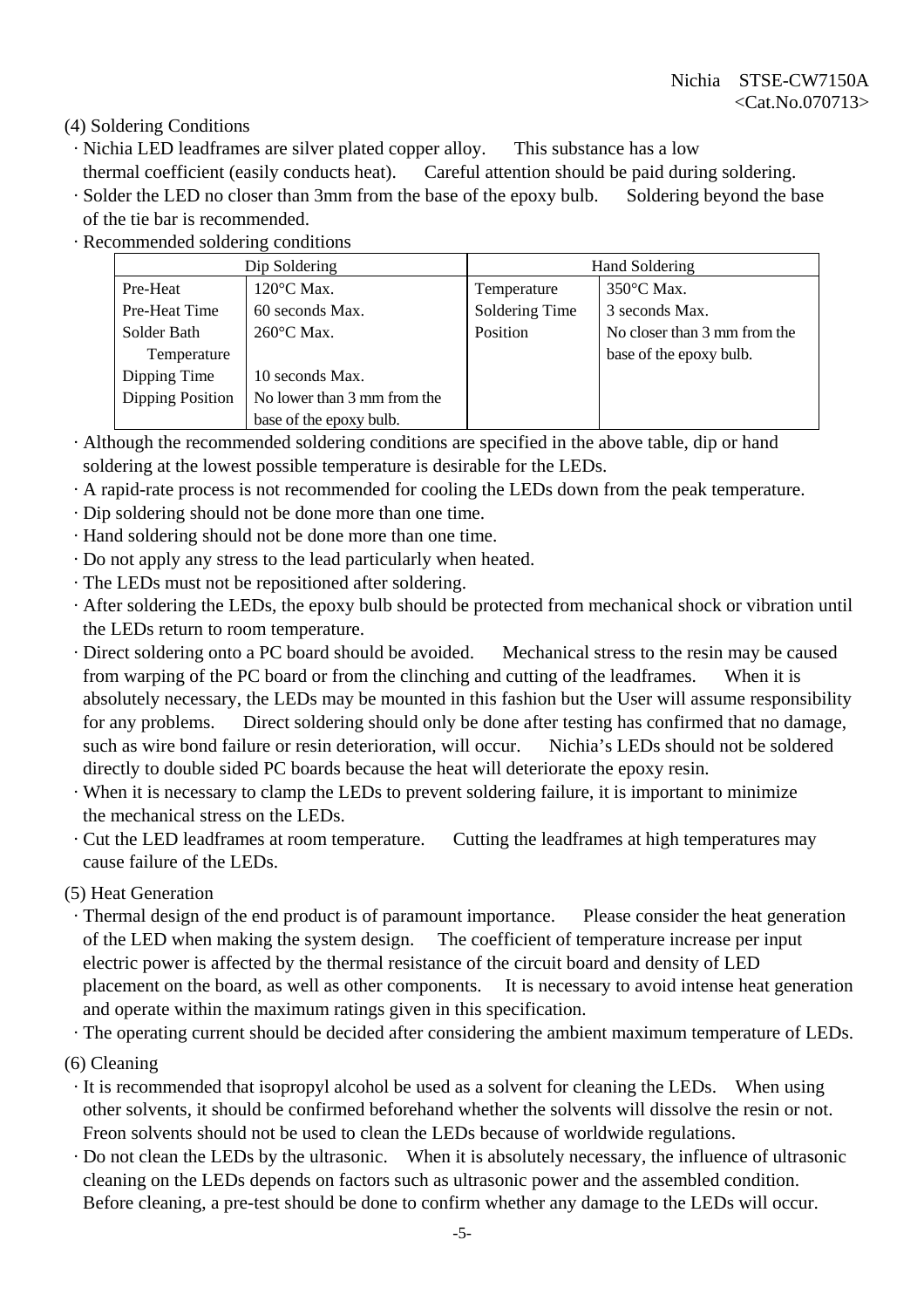(4) Soldering Conditions

- Nichia LED leadframes are silver plated copper alloy. This substance has a low thermal coefficient (easily conducts heat). Careful attention should be paid during soldering.
- Solder the LED no closer than 3mm from the base of the epoxy bulb. Soldering beyond the base of the tie bar is recommended.
- Recommended soldering conditions

| Dip Soldering | | Hand Soldering | |
|---|---|---|---|
| Pre-Heat | 120°C Max. | Temperature | 350°C Max. |
| Pre-Heat Time | 60 seconds Max. | Soldering Time | 3 seconds Max. |
| Solder Bath Temperature | 260°C Max. | Position | No closer than 3 mm from the base of the epoxy bulb. |
| Dipping Time | 10 seconds Max. | | |
| Dipping Position | No lower than 3 mm from the base of the epoxy bulb. | | |

- Although the recommended soldering conditions are specified in the above table, dip or hand soldering at the lowest possible temperature is desirable for the LEDs.
- A rapid-rate process is not recommended for cooling the LEDs down from the peak temperature.
- Dip soldering should not be done more than one time.
- Hand soldering should not be done more than one time.
- Do not apply any stress to the lead particularly when heated.
- The LEDs must not be repositioned after soldering.
- After soldering the LEDs, the epoxy bulb should be protected from mechanical shock or vibration until the LEDs return to room temperature.
- Direct soldering onto a PC board should be avoided. Mechanical stress to the resin may be caused from warping of the PC board or from the clinching and cutting of the leadframes. When it is absolutely necessary, the LEDs may be mounted in this fashion but the User will assume responsibility for any problems. Direct soldering should only be done after testing has confirmed that no damage, such as wire bond failure or resin deterioration, will occur. Nichia's LEDs should not be soldered directly to double sided PC boards because the heat will deteriorate the epoxy resin.
- When it is necessary to clamp the LEDs to prevent soldering failure, it is important to minimize the mechanical stress on the LEDs.
- Cut the LED leadframes at room temperature. Cutting the leadframes at high temperatures may cause failure of the LEDs.

(5) Heat Generation

- Thermal design of the end product is of paramount importance. Please consider the heat generation of the LED when making the system design. The coefficient of temperature increase per input electric power is affected by the thermal resistance of the circuit board and density of LED placement on the board, as well as other components. It is necessary to avoid intense heat generation and operate within the maximum ratings given in this specification.
- The operating current should be decided after considering the ambient maximum temperature of LEDs.

(6) Cleaning

- It is recommended that isopropyl alcohol be used as a solvent for cleaning the LEDs. When using other solvents, it should be confirmed beforehand whether the solvents will dissolve the resin or not. Freon solvents should not be used to clean the LEDs because of worldwide regulations.
- Do not clean the LEDs by the ultrasonic. When it is absolutely necessary, the influence of ultrasonic cleaning on the LEDs depends on factors such as ultrasonic power and the assembled condition. Before cleaning, a pre-test should be done to confirm whether any damage to the LEDs will occur.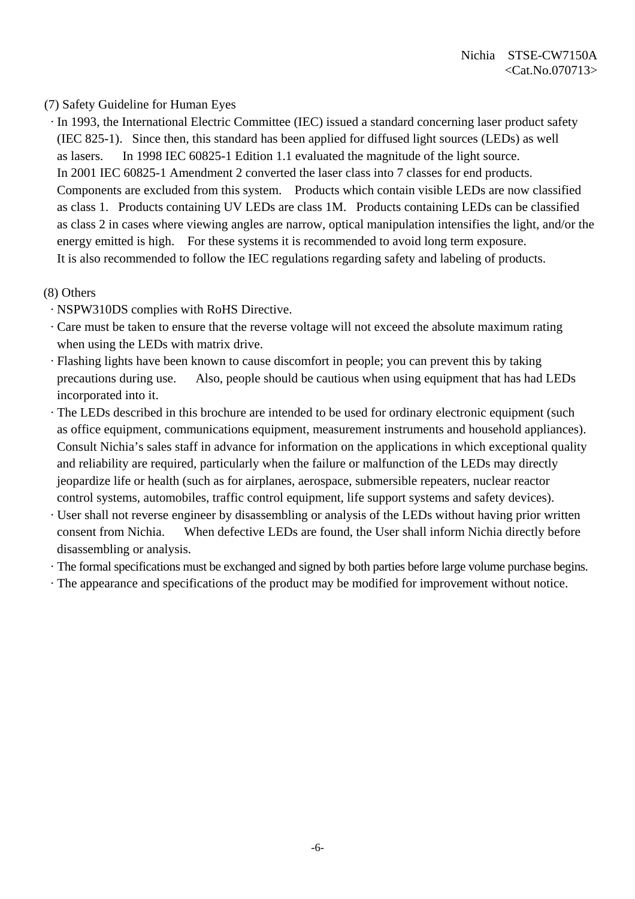(7) Safety Guideline for Human Eyes

- In 1993, the International Electric Committee (IEC) issued a standard concerning laser product safety (IEC 825-1). Since then, this standard has been applied for diffused light sources (LEDs) as well as lasers. In 1998 IEC 60825-1 Edition 1.1 evaluated the magnitude of the light source. In 2001 IEC 60825-1 Amendment 2 converted the laser class into 7 classes for end products. Components are excluded from this system. Products which contain visible LEDs are now classified as class 1. Products containing UV LEDs are class 1M. Products containing LEDs can be classified as class 2 in cases where viewing angles are narrow, optical manipulation intensifies the light, and/or the energy emitted is high. For these systems it is recommended to avoid long term exposure. It is also recommended to follow the IEC regulations regarding safety and labeling of products.

(8) Others

- NSPW310DS complies with RoHS Directive.
- Care must be taken to ensure that the reverse voltage will not exceed the absolute maximum rating when using the LEDs with matrix drive.
- Flashing lights have been known to cause discomfort in people; you can prevent this by taking precautions during use. Also, people should be cautious when using equipment that has had LEDs incorporated into it.
- The LEDs described in this brochure are intended to be used for ordinary electronic equipment (such as office equipment, communications equipment, measurement instruments and household appliances). Consult Nichia's sales staff in advance for information on the applications in which exceptional quality and reliability are required, particularly when the failure or malfunction of the LEDs may directly jeopardize life or health (such as for airplanes, aerospace, submersible repeaters, nuclear reactor control systems, automobiles, traffic control equipment, life support systems and safety devices).
- User shall not reverse engineer by disassembling or analysis of the LEDs without having prior written consent from Nichia. When defective LEDs are found, the User shall inform Nichia directly before disassembling or analysis.
- The formal specifications must be exchanged and signed by both parties before large volume purchase begins.
- The appearance and specifications of the product may be modified for improvement without notice.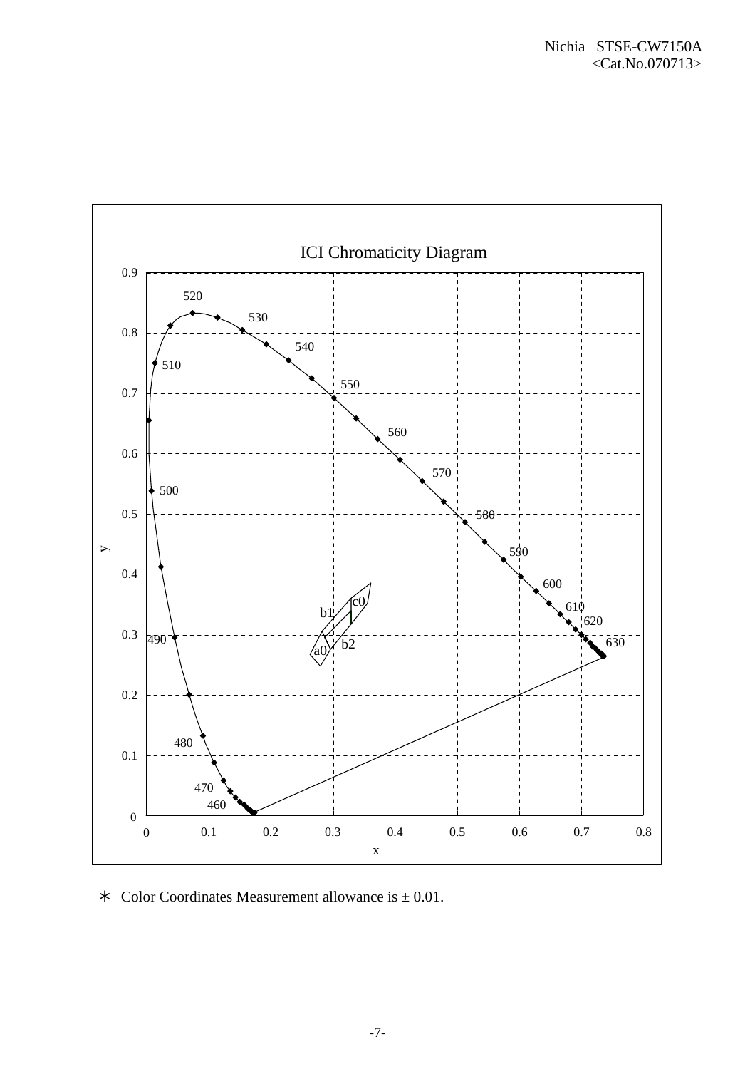ICI Chromaticity Diagram

∗ Color Coordinates Measurement allowance is ± 0.01.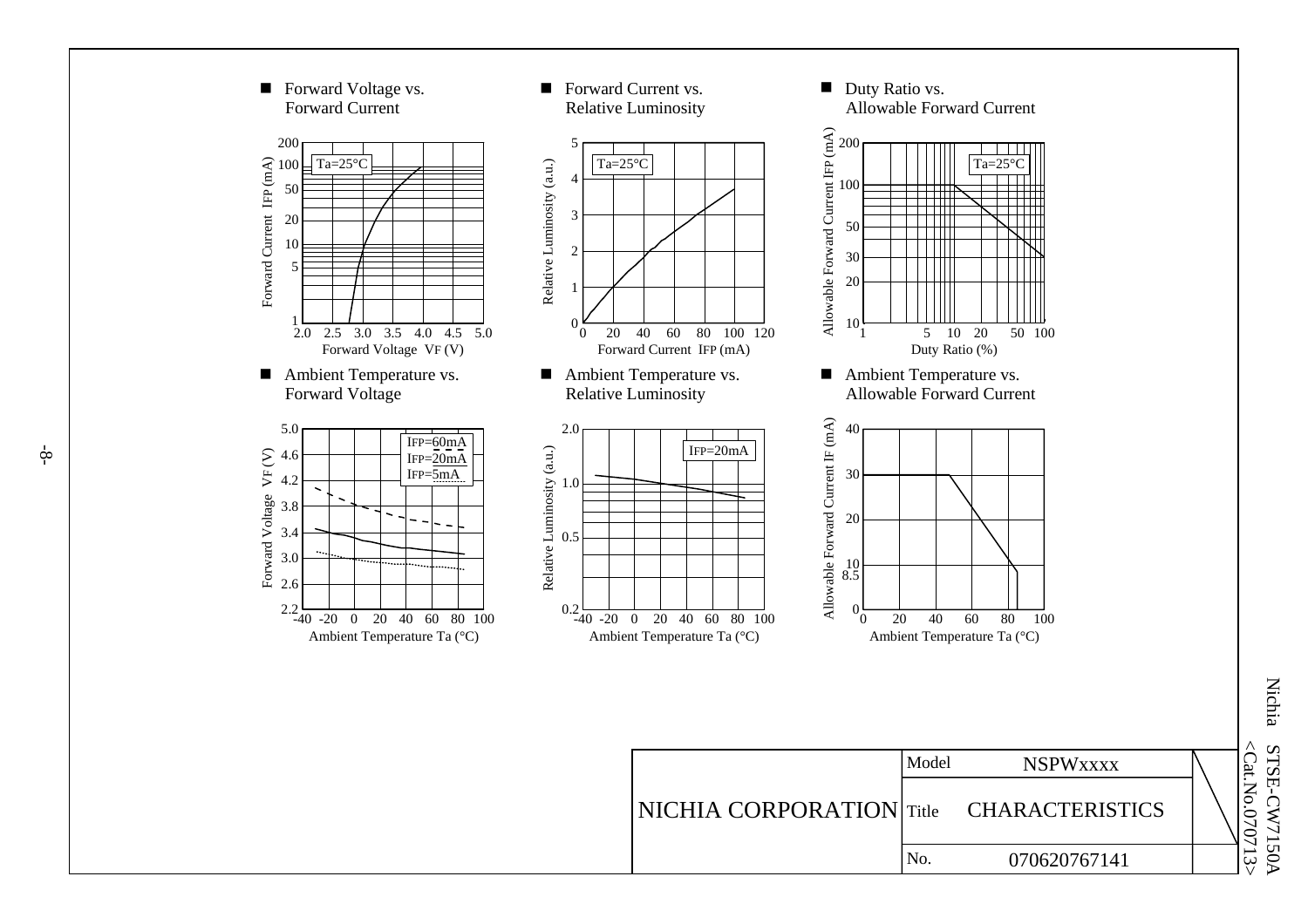■ Forward Voltage vs. Forward Current

Ta=25°C

Forward Current IFP (mA): 1, 5, 10, 20, 50, 100, 200

Forward Voltage VF (V): 2.0, 2.5, 3.0, 3.5, 4.0, 4.5, 5.0

■ Forward Current vs. Relative Luminosity

Ta=25°C

Relative Luminosity (a.u.): 0, 1, 2, 3, 4, 5

Forward Current IFP (mA): 0, 20, 40, 60, 80, 100, 120

■ Duty Ratio vs. Allowable Forward Current

Ta=25°C

Allowable Forward Current IFP (mA): 10, 20, 30, 50, 100, 200

Duty Ratio (%): 1, 5, 10, 20, 50, 100

■ Ambient Temperature vs. Forward Voltage

IFP=60mA
IFP=20mA
IFP=5mA

Forward Voltage VF (V): 2.2, 2.6, 3.0, 3.4, 3.8, 4.2, 4.6, 5.0

Ambient Temperature Ta (°C): -40, -20, 0, 20, 40, 60, 80, 100

■ Ambient Temperature vs. Relative Luminosity

IFP=20mA

Relative Luminosity (a.u.): 0.2, 0.5, 1.0, 2.0

Ambient Temperature Ta (°C): -40, -20, 0, 20, 40, 60, 80, 100

■ Ambient Temperature vs. Allowable Forward Current

Allowable Forward Current IF (mA): 0, 8.5, 10, 20, 30, 40

Ambient Temperature Ta (°C): 0, 20, 40, 60, 80, 100

| NICHIA CORPORATION | Model | NSPWxxxx |
|---|---|---|
| | Title | CHARACTERISTICS |
| | No. | 070620767141 |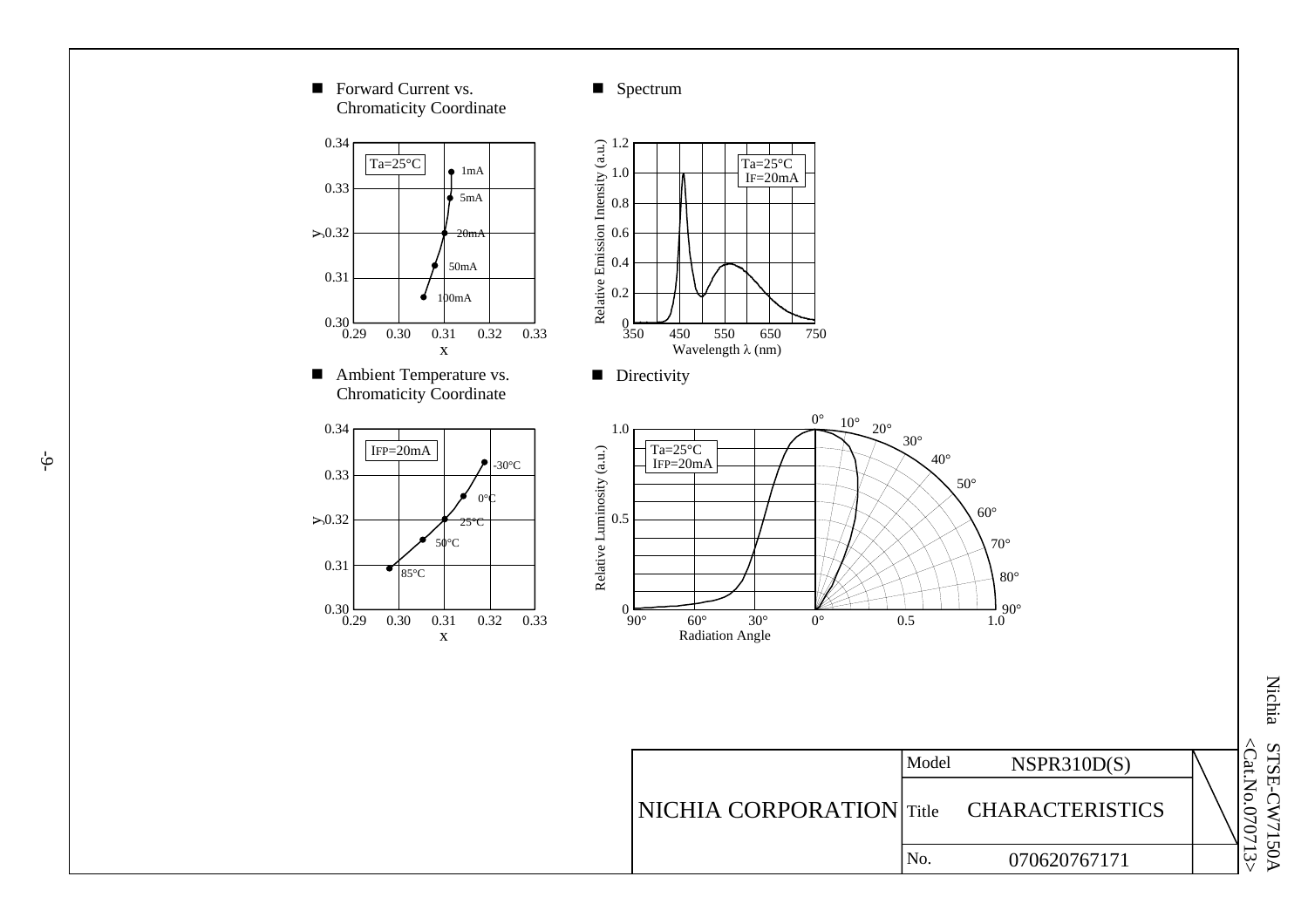■ Forward Current vs. Chromaticity Coordinate

Ta=25°C

| Current | x | y |
|---|---|---|
| 1mA | | |
| 5mA | | |
| 20mA | | |
| 50mA | | |
| 100mA | | |

x: 0.29 0.30 0.31 0.32 0.33
y: 0.30 0.31 0.32 0.33 0.34

■ Spectrum

Ta=25°C
IF=20mA

Relative Emission Intensity (a.u.)

Wavelength λ (nm)

■ Ambient Temperature vs. Chromaticity Coordinate

IFP=20mA

-30°C, 0°C, 25°C, 50°C, 85°C

x: 0.29 0.30 0.31 0.32 0.33
y: 0.30 0.31 0.32 0.33 0.34

■ Directivity

Ta=25°C
IFP=20mA

Relative Luminosity (a.u.)

Radiation Angle

| | | | |
|---|---|---|---|
| NICHIA CORPORATION | Model | NSPR310D(S) | |
| | Title | CHARACTERISTICS | |
| | No. | 070620767171 | |

Nichia STSE-CW7150A
<Cat.No.070713>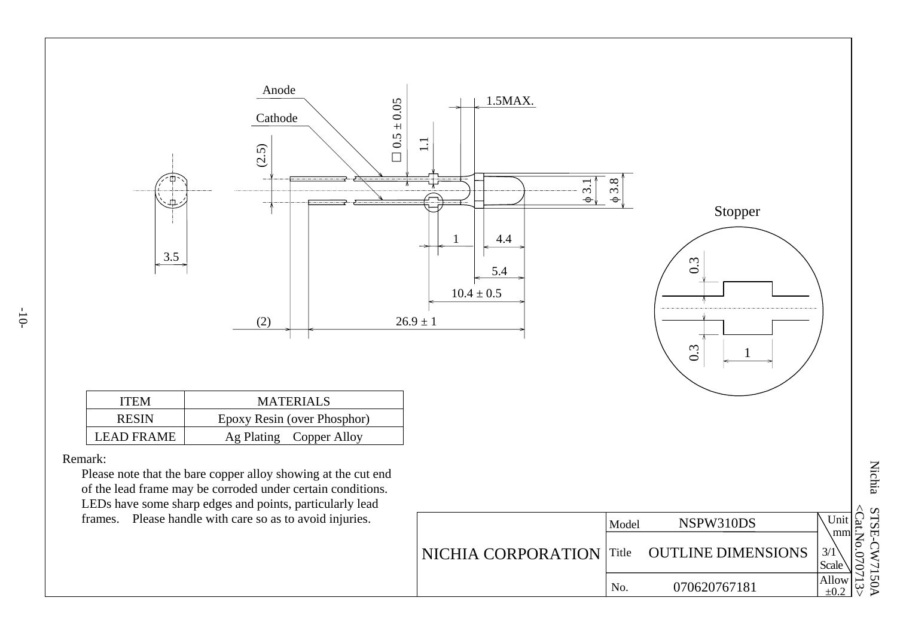Anode

Cathode

(2.5)

□ 0.5 ± 0.05

1.1

1.5MAX.

ϕ 3.1

ϕ 3.8

3.5

1

4.4

5.4

10.4 ± 0.5

(2)

26.9 ± 1

Stopper

0.3

0.3

1

| ITEM | MATERIALS |
|---|---|
| RESIN | Epoxy Resin (over Phosphor) |
| LEAD FRAME | Ag Plating Copper Alloy |

Remark:

Please note that the bare copper alloy showing at the cut end of the lead frame may be corroded under certain conditions. LEDs have some sharp edges and points, particularly lead frames. Please handle with care so as to avoid injuries.

| NICHIA CORPORATION | Model | NSPW310DS | Unit mm |
|---|---|---|---|
| | Title | OUTLINE DIMENSIONS | Scale 3/1 |
| | No. | 070620767181 | Allow ±0.2 |

Nichia STSE-CW7150A <Cat.No.070713>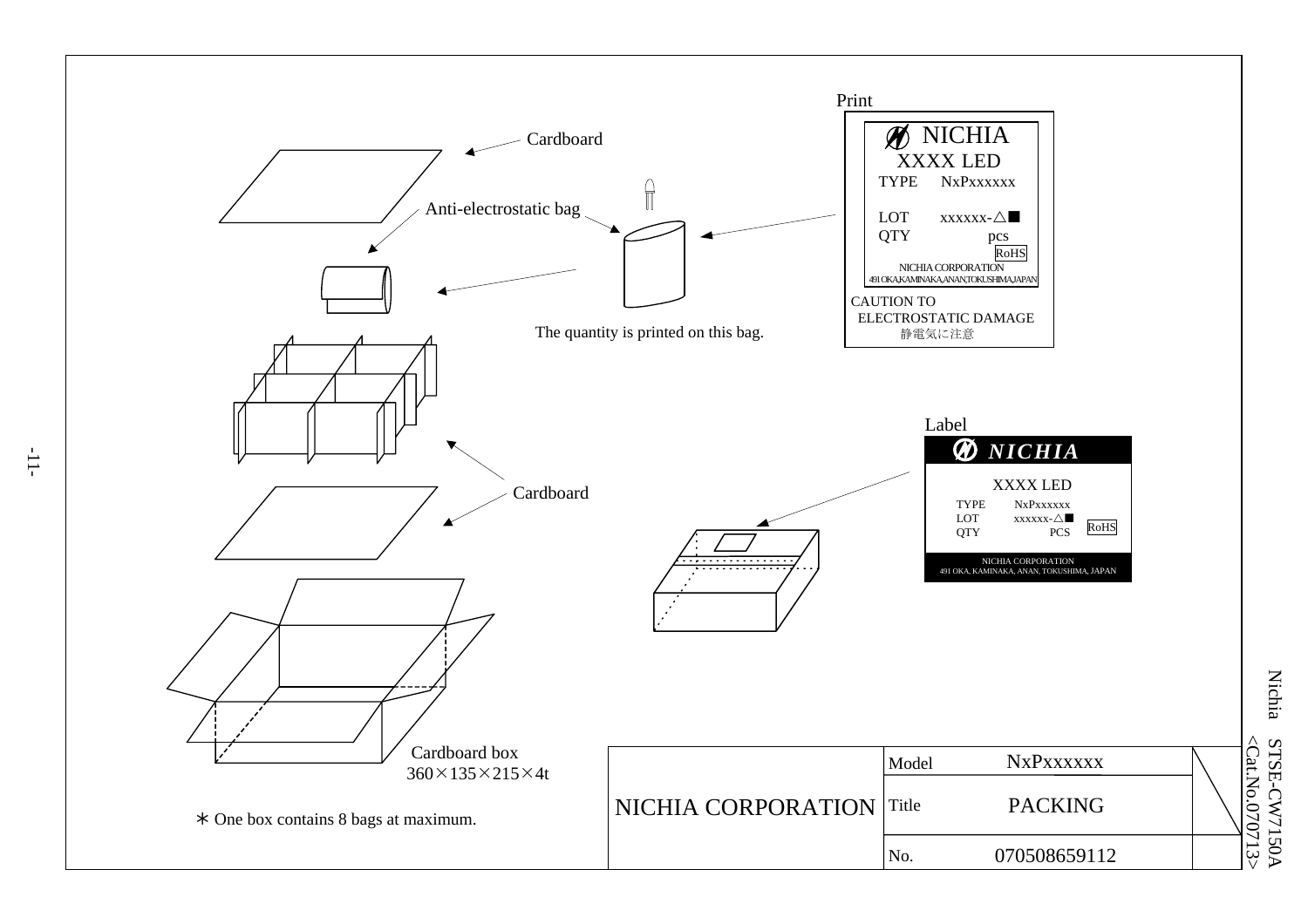Cardboard

Anti-electrostatic bag

Print

NICHIA
XXXX LED
TYPE NxPxxxxxx

LOT xxxxxx-△■
QTY pcs
RoHS
NICHIA CORPORATION
491 OKA,KAMINAKA,ANAN,TOKUSHIMA,JAPAN

CAUTION TO
ELECTROSTATIC DAMAGE
静電気に注意

The quantity is printed on this bag.

Label

NICHIA
XXXX LED
TYPE NxPxxxxxx
LOT xxxxxx-△■
QTY PCS
RoHS
NICHIA CORPORATION
491 OKA, KAMINAKA, ANAN, TOKUSHIMA, JAPAN

Cardboard

Cardboard box
360×135×215×4t

∗ One box contains 8 bags at maximum.

| NICHIA CORPORATION | Model | NxPxxxxxx |
|---|---|---|
| | Title | PACKING |
| | No. | 070508659112 |

Nichia STSE-CW7150A
<Cat.No.070713>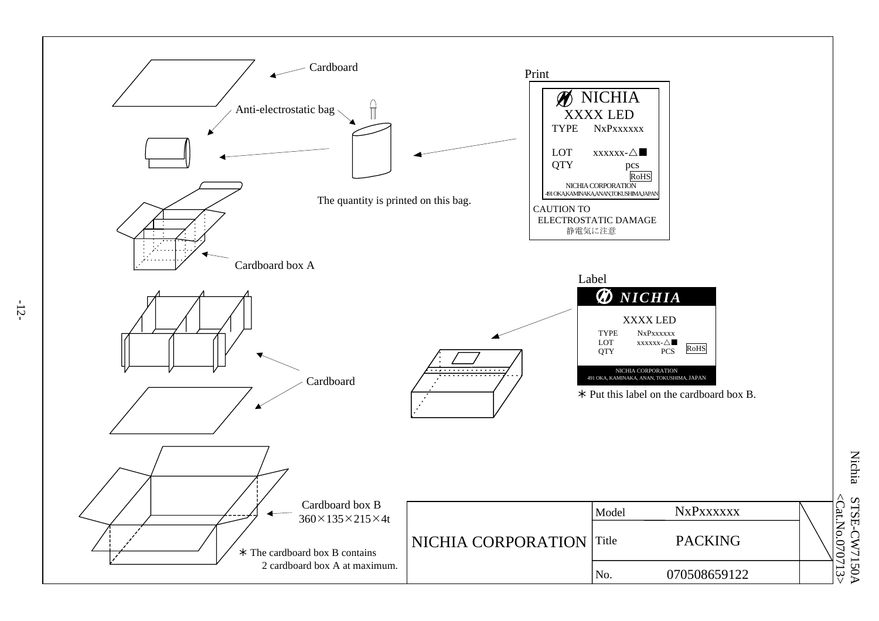Cardboard

Anti-electrostatic bag

The quantity is printed on this bag.

Print

NICHIA
XXXX LED
TYPE NxPxxxxxx

LOT xxxxxx-△■
QTY pcs
RoHS
NICHIA CORPORATION
491 OKA,KAMINAKA,ANAN,TOKUSHIMA,JAPAN

CAUTION TO
ELECTROSTATIC DAMAGE
静電気に注意

Cardboard box A

Label

NICHIA
XXXX LED
TYPE NxPxxxxxx
LOT xxxxxx-△■
QTY PCS
RoHS
NICHIA CORPORATION
491 OKA, KAMINAKA, ANAN, TOKUSHIMA, JAPAN

* Put this label on the cardboard box B.

Cardboard

Cardboard box B
360×135×215×4t

* The cardboard box B contains 2 cardboard box A at maximum.

| NICHIA CORPORATION | Model | NxPxxxxxx |
|---|---|---|
| | Title | PACKING |
| | No. | 070508659122 |

Nichia STSE-CW7150A
<Cat.No.070713>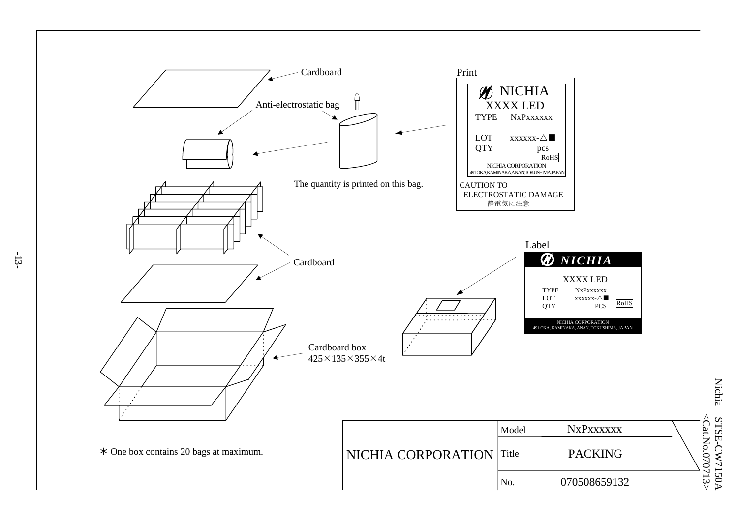Cardboard

Anti-electrostatic bag

Print

NICHIA
XXXX LED
TYPE NxPxxxxxx

LOT xxxxxx-△■
QTY pcs
RoHS
NICHIA CORPORATION
491 OKA,KAMINAKA,ANAN,TOKUSHIMA,JAPAN

CAUTION TO
ELECTROSTATIC DAMAGE
静電気に注意

The quantity is printed on this bag.

Cardboard

Label

NICHIA
XXXX LED
TYPE NxPxxxxxx
LOT xxxxxx-△■
QTY PCS
RoHS
NICHIA CORPORATION
491 OKA, KAMINAKA, ANAN, TOKUSHIMA, JAPAN

Cardboard box
425×135×355×4t

＊One box contains 20 bags at maximum.

| NICHIA CORPORATION | Model | NxPxxxxxx |
|---|---|---|
| | Title | PACKING |
| | No. | 070508659132 |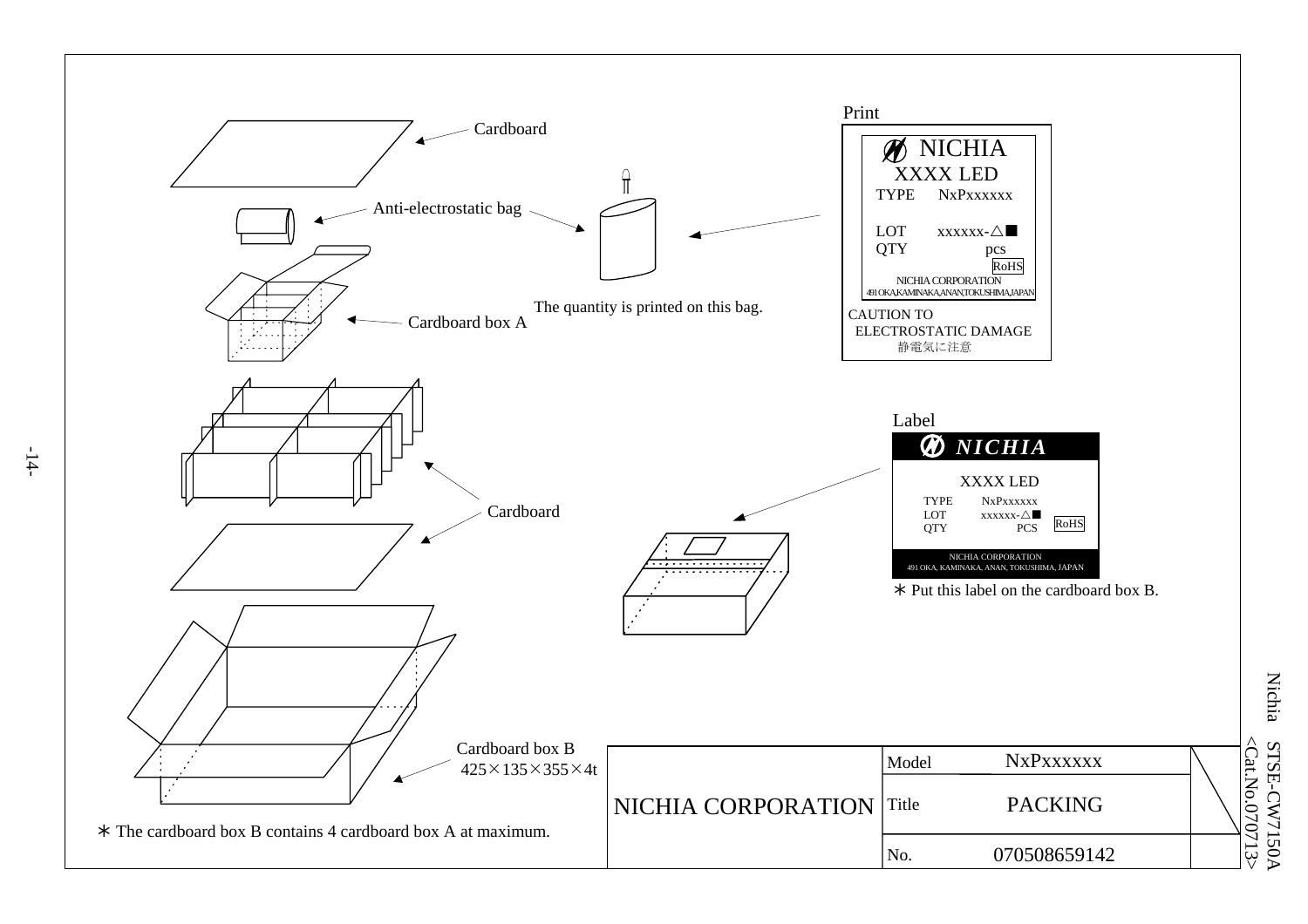Cardboard

Anti-electrostatic bag

Cardboard box A

The quantity is printed on this bag.

Print

NICHIA
XXXX LED
TYPE NxPxxxxxx

LOT xxxxxx-△■
QTY pcs
RoHS
NICHIA CORPORATION
491 OKA,KAMINAKA,ANAN,TOKUSHIMA,JAPAN

CAUTION TO
ELECTROSTATIC DAMAGE
静電気に注意

Cardboard

Label

NICHIA
XXXX LED
TYPE NxPxxxxxx
LOT xxxxxx-△■
QTY PCS
RoHS
NICHIA CORPORATION
491 OKA, KAMINAKA, ANAN, TOKUSHIMA, JAPAN

＊Put this label on the cardboard box B.

Cardboard box B
425×135×355×4t

＊The cardboard box B contains 4 cardboard box A at maximum.

| | | |
|---|---|---|
| NICHIA CORPORATION | Model | NxPxxxxxx |
| | Title | PACKING |
| | No. | 070508659142 |

Nichia STSE-CW7150A
<Cat.No.070713>